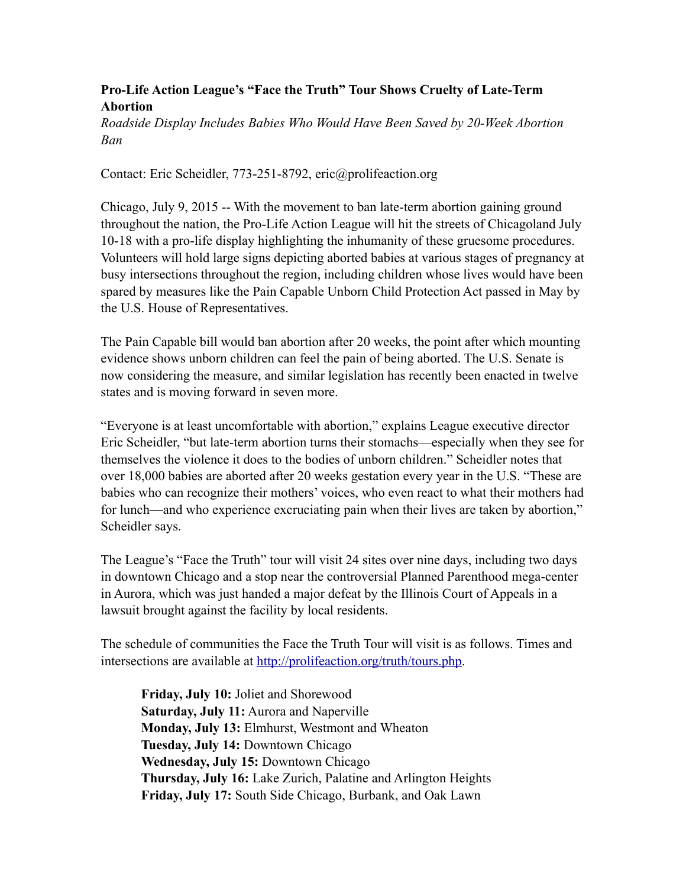**Pro-Life Action League's "Face the Truth" Tour Shows Cruelty of Late-Term Abortion**

*Roadside Display Includes Babies Who Would Have Been Saved by 20-Week Abortion Ban*

Contact: Eric Scheidler, 773-251-8792, eric@prolifeaction.org

Chicago, July 9, 2015 -- With the movement to ban late-term abortion gaining ground throughout the nation, the Pro-Life Action League will hit the streets of Chicagoland July 10-18 with a pro-life display highlighting the inhumanity of these gruesome procedures. Volunteers will hold large signs depicting aborted babies at various stages of pregnancy at busy intersections throughout the region, including children whose lives would have been spared by measures like the Pain Capable Unborn Child Protection Act passed in May by the U.S. House of Representatives.

The Pain Capable bill would ban abortion after 20 weeks, the point after which mounting evidence shows unborn children can feel the pain of being aborted. The U.S. Senate is now considering the measure, and similar legislation has recently been enacted in twelve states and is moving forward in seven more.

"Everyone is at least uncomfortable with abortion," explains League executive director Eric Scheidler, "but late-term abortion turns their stomachs—especially when they see for themselves the violence it does to the bodies of unborn children." Scheidler notes that over 18,000 babies are aborted after 20 weeks gestation every year in the U.S. "These are babies who can recognize their mothers' voices, who even react to what their mothers had for lunch—and who experience excruciating pain when their lives are taken by abortion," Scheidler says.

The League's "Face the Truth" tour will visit 24 sites over nine days, including two days in downtown Chicago and a stop near the controversial Planned Parenthood mega-center in Aurora, which was just handed a major defeat by the Illinois Court of Appeals in a lawsuit brought against the facility by local residents.

The schedule of communities the Face the Truth Tour will visit is as follows. Times and intersections are available at http://prolifeaction.org/truth/tours.php.

**Friday, July 10:** Joliet and Shorewood
**Saturday, July 11:** Aurora and Naperville
**Monday, July 13:** Elmhurst, Westmont and Wheaton
**Tuesday, July 14:** Downtown Chicago
**Wednesday, July 15:** Downtown Chicago
**Thursday, July 16:** Lake Zurich, Palatine and Arlington Heights
**Friday, July 17:** South Side Chicago, Burbank, and Oak Lawn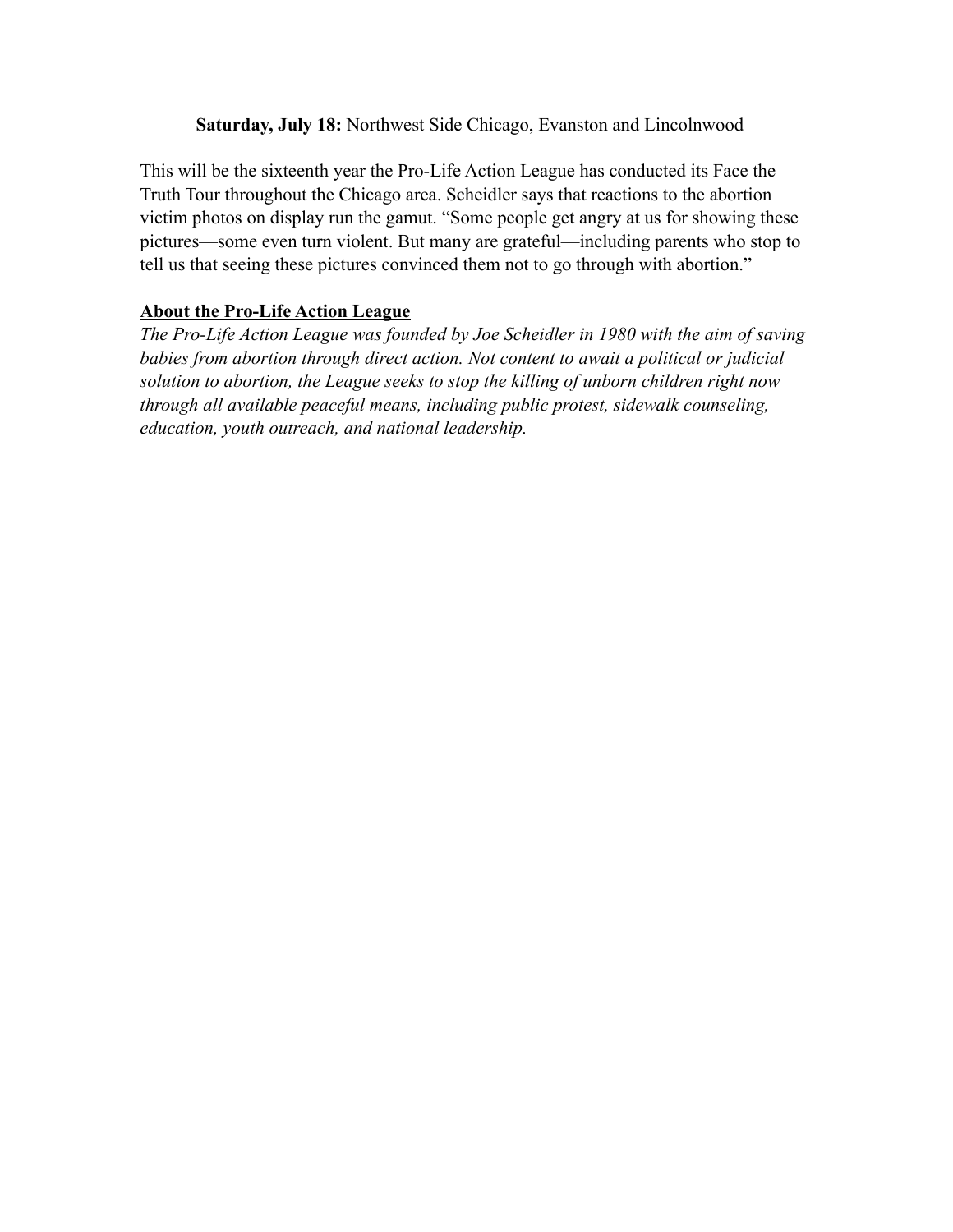**Saturday, July 18:** Northwest Side Chicago, Evanston and Lincolnwood

This will be the sixteenth year the Pro-Life Action League has conducted its Face the Truth Tour throughout the Chicago area. Scheidler says that reactions to the abortion victim photos on display run the gamut. "Some people get angry at us for showing these pictures—some even turn violent. But many are grateful—including parents who stop to tell us that seeing these pictures convinced them not to go through with abortion."

**About the Pro-Life Action League**

*The Pro-Life Action League was founded by Joe Scheidler in 1980 with the aim of saving babies from abortion through direct action. Not content to await a political or judicial solution to abortion, the League seeks to stop the killing of unborn children right now through all available peaceful means, including public protest, sidewalk counseling, education, youth outreach, and national leadership.*